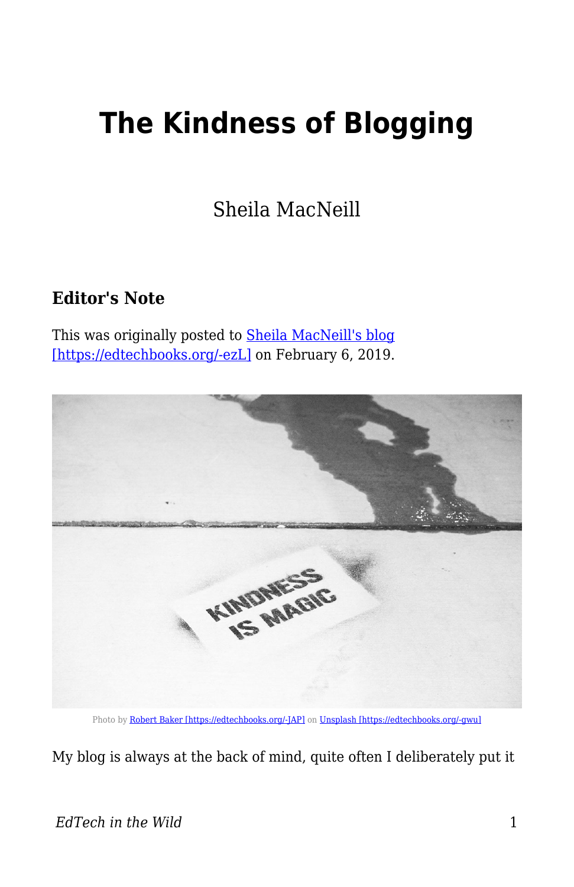# The Kindness of Blogging

Sheila MacNeill

### Editor's Note

This was originally posted to Sheila MacNeill's blog [https://edtechbooks.org/-ezL] on February 6, 2019.

Photo by Robert Baker [https://edtechbooks.org/-JAP] on Unsplash [https://edtechbooks.org/-gwu]

My blog is always at the back of mind, quite often I deliberately put it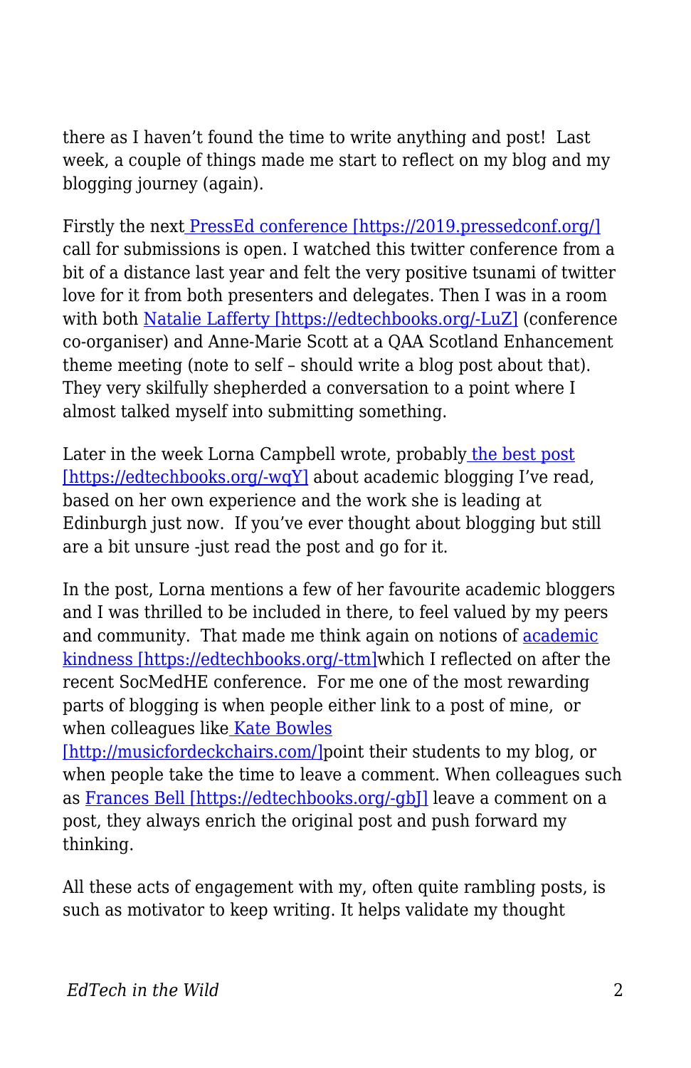there as I haven't found the time to write anything and post! Last week, a couple of things made me start to reflect on my blog and my blogging journey (again).

Firstly the next [PressEd conference [https://2019.pressedconf.org/]](https://2019.pressedconf.org/) call for submissions is open. I watched this twitter conference from a bit of a distance last year and felt the very positive tsunami of twitter love for it from both presenters and delegates. Then I was in a room with both [Natalie Lafferty [https://edtechbooks.org/-LuZ]](https://edtechbooks.org/-LuZ) (conference co-organiser) and Anne-Marie Scott at a QAA Scotland Enhancement theme meeting (note to self – should write a blog post about that). They very skilfully shepherded a conversation to a point where I almost talked myself into submitting something.

Later in the week Lorna Campbell wrote, probably [the best post [https://edtechbooks.org/-wqY]](https://edtechbooks.org/-wqY) about academic blogging I've read, based on her own experience and the work she is leading at Edinburgh just now. If you've ever thought about blogging but still are a bit unsure -just read the post and go for it.

In the post, Lorna mentions a few of her favourite academic bloggers and I was thrilled to be included in there, to feel valued by my peers and community. That made me think again on notions of [academic kindness [https://edtechbooks.org/-ttm]](https://edtechbooks.org/-ttm)which I reflected on after the recent SocMedHE conference. For me one of the most rewarding parts of blogging is when people either link to a post of mine, or when colleagues like [Kate Bowles [http://musicfordeckchairs.com/]](http://musicfordeckchairs.com/)point their students to my blog, or when people take the time to leave a comment. When colleagues such as [Frances Bell [https://edtechbooks.org/-gbJ]](https://edtechbooks.org/-gbJ) leave a comment on a post, they always enrich the original post and push forward my thinking.

All these acts of engagement with my, often quite rambling posts, is such as motivator to keep writing. It helps validate my thought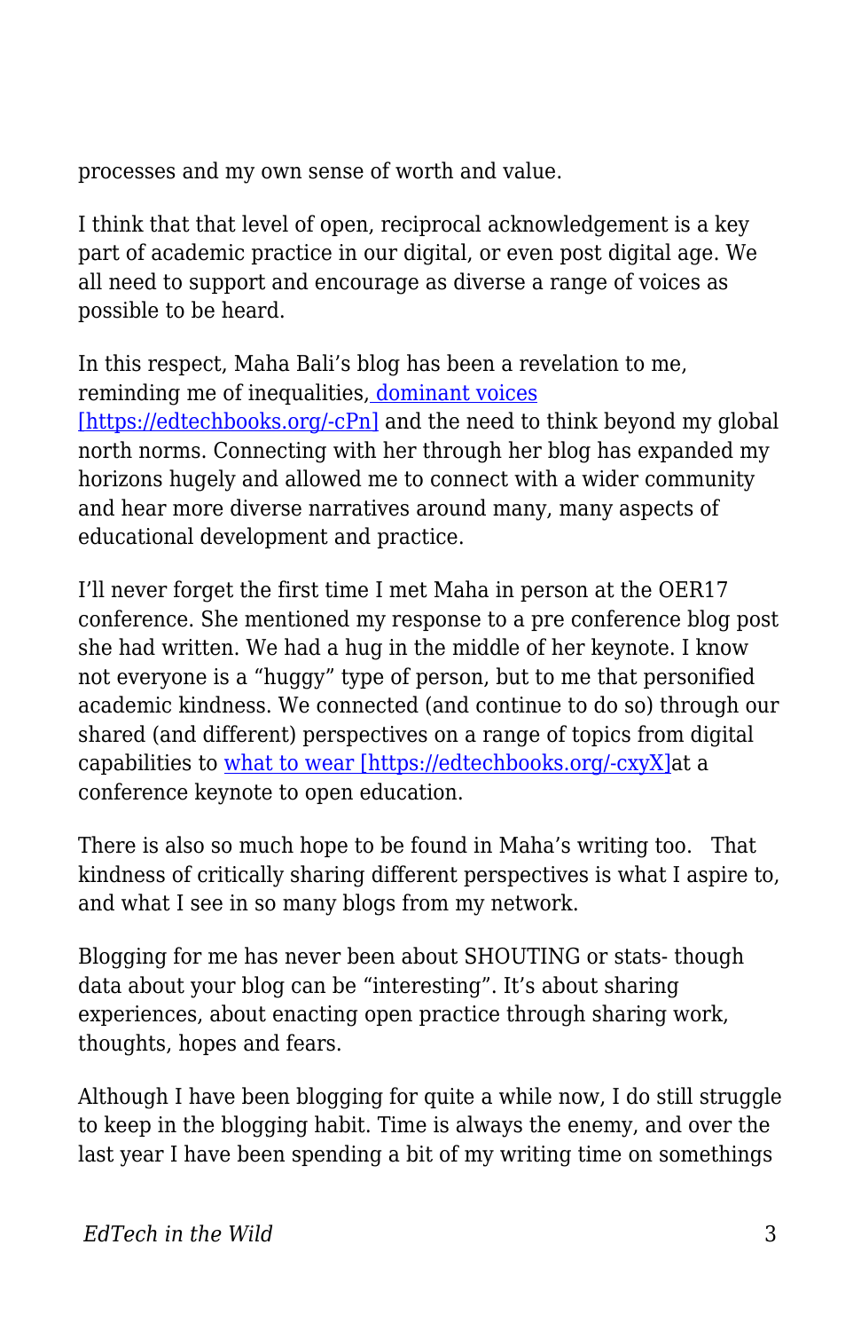processes and my own sense of worth and value.

I think that that level of open, reciprocal acknowledgement is a key part of academic practice in our digital, or even post digital age. We all need to support and encourage as diverse a range of voices as possible to be heard.

In this respect, Maha Bali's blog has been a revelation to me, reminding me of inequalities, [dominant voices [https://edtechbooks.org/-cPn]](https://edtechbooks.org/-cPn) and the need to think beyond my global north norms. Connecting with her through her blog has expanded my horizons hugely and allowed me to connect with a wider community and hear more diverse narratives around many, many aspects of educational development and practice.

I'll never forget the first time I met Maha in person at the OER17 conference. She mentioned my response to a pre conference blog post she had written. We had a hug in the middle of her keynote. I know not everyone is a "huggy" type of person, but to me that personified academic kindness. We connected (and continue to do so) through our shared (and different) perspectives on a range of topics from digital capabilities to [what to wear [https://edtechbooks.org/-cxyX]](https://edtechbooks.org/-cxyX)at a conference keynote to open education.

There is also so much hope to be found in Maha's writing too. That kindness of critically sharing different perspectives is what I aspire to, and what I see in so many blogs from my network.

Blogging for me has never been about SHOUTING or stats- though data about your blog can be "interesting". It's about sharing experiences, about enacting open practice through sharing work, thoughts, hopes and fears.

Although I have been blogging for quite a while now, I do still struggle to keep in the blogging habit. Time is always the enemy, and over the last year I have been spending a bit of my writing time on somethings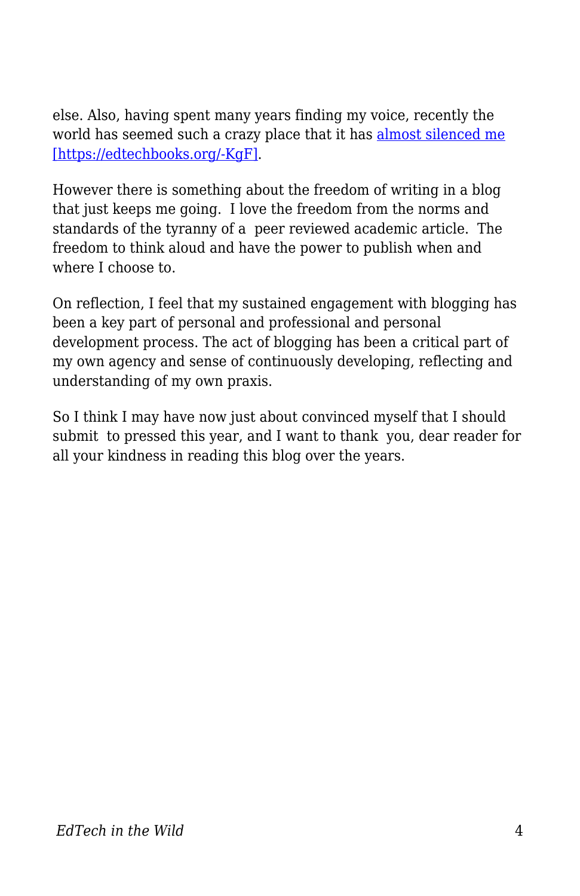else. Also, having spent many years finding my voice, recently the world has seemed such a crazy place that it has [almost silenced me [https://edtechbooks.org/-KgF]](https://edtechbooks.org/-KgF).

However there is something about the freedom of writing in a blog that just keeps me going. I love the freedom from the norms and standards of the tyranny of a peer reviewed academic article. The freedom to think aloud and have the power to publish when and where I choose to.

On reflection, I feel that my sustained engagement with blogging has been a key part of personal and professional and personal development process. The act of blogging has been a critical part of my own agency and sense of continuously developing, reflecting and understanding of my own praxis.

So I think I may have now just about convinced myself that I should submit to pressed this year, and I want to thank you, dear reader for all your kindness in reading this blog over the years.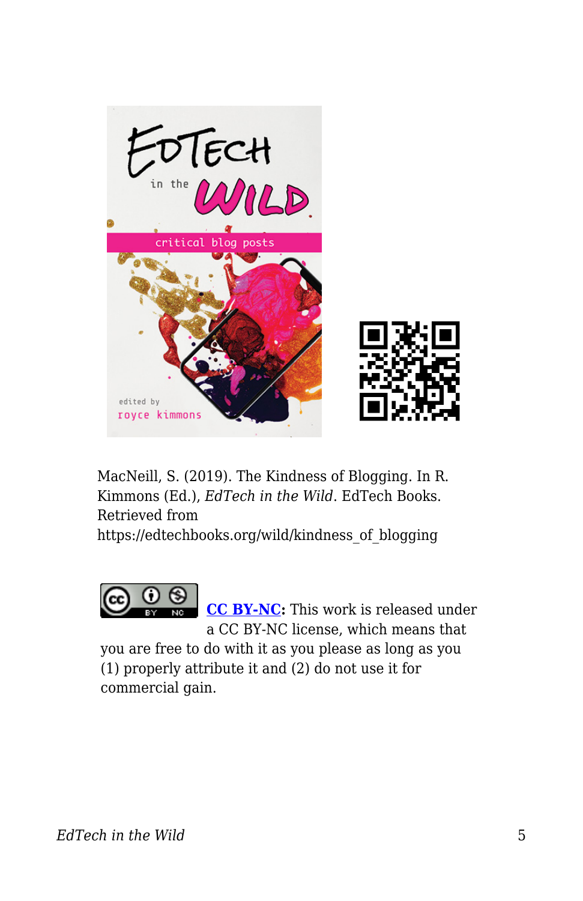MacNeill, S. (2019). The Kindness of Blogging. In R. Kimmons (Ed.), *EdTech in the Wild*. EdTech Books. Retrieved from https://edtechbooks.org/wild/kindness_of_blogging

**CC BY-NC:** This work is released under a CC BY-NC license, which means that you are free to do with it as you please as long as you (1) properly attribute it and (2) do not use it for commercial gain.